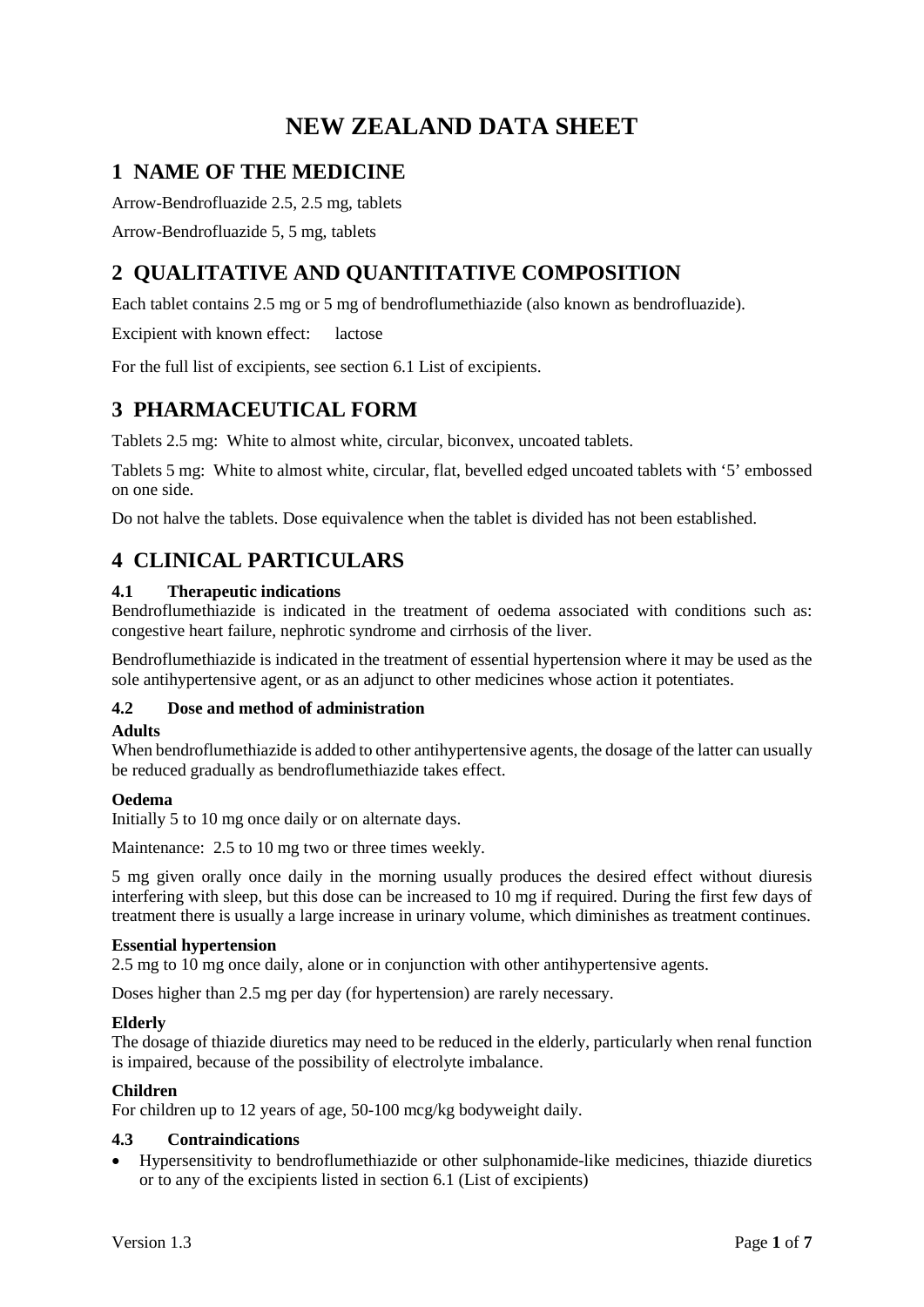# NEW ZEALAND DATA SHEET

## 1 NAME OF THE MEDICINE

Arrow-Bendrofluazide 2.5, 2.5 mg, tablets

Arrow-Bendrofluazide 5, 5 mg, tablets

## 2 QUALITATIVE AND QUANTITATIVE COMPOSITION

Each tablet contains 2.5 mg or 5 mg of bendroflumethiazide (also known as bendrofluazide).

Excipient with known effect: lactose

For the full list of excipients, see section 6.1 List of excipients.

## 3 PHARMACEUTICAL FORM

Tablets 2.5 mg: White to almost white, circular, biconvex, uncoated tablets.

Tablets 5 mg: White to almost white, circular, flat, bevelled edged uncoated tablets with '5' embossed on one side.

Do not halve the tablets. Dose equivalence when the tablet is divided has not been established.

## 4 CLINICAL PARTICULARS

### 4.1 Therapeutic indications

Bendroflumethiazide is indicated in the treatment of oedema associated with conditions such as: congestive heart failure, nephrotic syndrome and cirrhosis of the liver.

Bendroflumethiazide is indicated in the treatment of essential hypertension where it may be used as the sole antihypertensive agent, or as an adjunct to other medicines whose action it potentiates.

### 4.2 Dose and method of administration

**Adults**

When bendroflumethiazide is added to other antihypertensive agents, the dosage of the latter can usually be reduced gradually as bendroflumethiazide takes effect.

**Oedema**

Initially 5 to 10 mg once daily or on alternate days.

Maintenance: 2.5 to 10 mg two or three times weekly.

5 mg given orally once daily in the morning usually produces the desired effect without diuresis interfering with sleep, but this dose can be increased to 10 mg if required. During the first few days of treatment there is usually a large increase in urinary volume, which diminishes as treatment continues.

**Essential hypertension**

2.5 mg to 10 mg once daily, alone or in conjunction with other antihypertensive agents.

Doses higher than 2.5 mg per day (for hypertension) are rarely necessary.

**Elderly**

The dosage of thiazide diuretics may need to be reduced in the elderly, particularly when renal function is impaired, because of the possibility of electrolyte imbalance.

**Children**

For children up to 12 years of age, 50-100 mcg/kg bodyweight daily.

### 4.3 Contraindications

- Hypersensitivity to bendroflumethiazide or other sulphonamide-like medicines, thiazide diuretics or to any of the excipients listed in section 6.1 (List of excipients)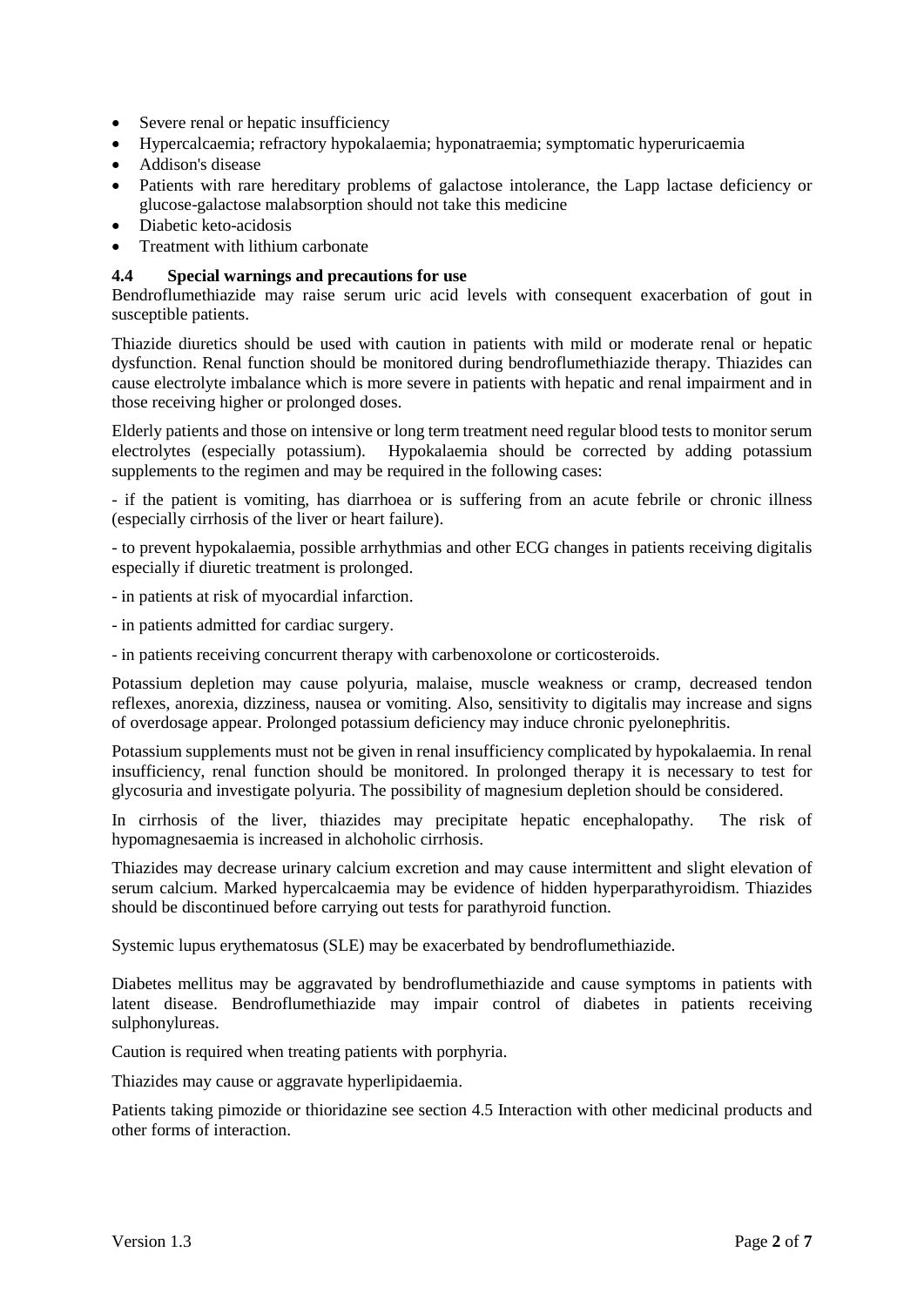- Severe renal or hepatic insufficiency
- Hypercalcaemia; refractory hypokalaemia; hyponatraemia; symptomatic hyperuricaemia
- Addison's disease
- Patients with rare hereditary problems of galactose intolerance, the Lapp lactase deficiency or glucose-galactose malabsorption should not take this medicine
- Diabetic keto-acidosis
- Treatment with lithium carbonate

### 4.4 Special warnings and precautions for use

Bendroflumethiazide may raise serum uric acid levels with consequent exacerbation of gout in susceptible patients.

Thiazide diuretics should be used with caution in patients with mild or moderate renal or hepatic dysfunction. Renal function should be monitored during bendroflumethiazide therapy. Thiazides can cause electrolyte imbalance which is more severe in patients with hepatic and renal impairment and in those receiving higher or prolonged doses.

Elderly patients and those on intensive or long term treatment need regular blood tests to monitor serum electrolytes (especially potassium). Hypokalaemia should be corrected by adding potassium supplements to the regimen and may be required in the following cases:

- if the patient is vomiting, has diarrhoea or is suffering from an acute febrile or chronic illness (especially cirrhosis of the liver or heart failure).

- to prevent hypokalaemia, possible arrhythmias and other ECG changes in patients receiving digitalis especially if diuretic treatment is prolonged.

- in patients at risk of myocardial infarction.

- in patients admitted for cardiac surgery.

- in patients receiving concurrent therapy with carbenoxolone or corticosteroids.

Potassium depletion may cause polyuria, malaise, muscle weakness or cramp, decreased tendon reflexes, anorexia, dizziness, nausea or vomiting. Also, sensitivity to digitalis may increase and signs of overdosage appear. Prolonged potassium deficiency may induce chronic pyelonephritis.

Potassium supplements must not be given in renal insufficiency complicated by hypokalaemia. In renal insufficiency, renal function should be monitored. In prolonged therapy it is necessary to test for glycosuria and investigate polyuria. The possibility of magnesium depletion should be considered.

In cirrhosis of the liver, thiazides may precipitate hepatic encephalopathy. The risk of hypomagnesaemia is increased in alchoholic cirrhosis.

Thiazides may decrease urinary calcium excretion and may cause intermittent and slight elevation of serum calcium. Marked hypercalcaemia may be evidence of hidden hyperparathyroidism. Thiazides should be discontinued before carrying out tests for parathyroid function.

Systemic lupus erythematosus (SLE) may be exacerbated by bendroflumethiazide.

Diabetes mellitus may be aggravated by bendroflumethiazide and cause symptoms in patients with latent disease. Bendroflumethiazide may impair control of diabetes in patients receiving sulphonylureas.

Caution is required when treating patients with porphyria.

Thiazides may cause or aggravate hyperlipidaemia.

Patients taking pimozide or thioridazine see section 4.5 Interaction with other medicinal products and other forms of interaction.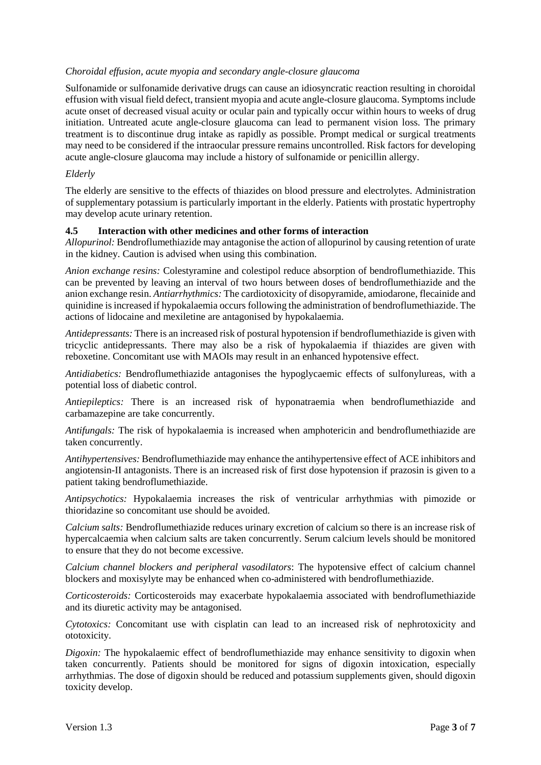*Choroidal effusion, acute myopia and secondary angle-closure glaucoma*

Sulfonamide or sulfonamide derivative drugs can cause an idiosyncratic reaction resulting in choroidal effusion with visual field defect, transient myopia and acute angle-closure glaucoma. Symptoms include acute onset of decreased visual acuity or ocular pain and typically occur within hours to weeks of drug initiation. Untreated acute angle-closure glaucoma can lead to permanent vision loss. The primary treatment is to discontinue drug intake as rapidly as possible. Prompt medical or surgical treatments may need to be considered if the intraocular pressure remains uncontrolled. Risk factors for developing acute angle-closure glaucoma may include a history of sulfonamide or penicillin allergy.

*Elderly*

The elderly are sensitive to the effects of thiazides on blood pressure and electrolytes. Administration of supplementary potassium is particularly important in the elderly. Patients with prostatic hypertrophy may develop acute urinary retention.

### 4.5 Interaction with other medicines and other forms of interaction

*Allopurinol:* Bendroflumethiazide may antagonise the action of allopurinol by causing retention of urate in the kidney. Caution is advised when using this combination.

*Anion exchange resins:* Colestyramine and colestipol reduce absorption of bendroflumethiazide. This can be prevented by leaving an interval of two hours between doses of bendroflumethiazide and the anion exchange resin. *Antiarrhythmics:* The cardiotoxicity of disopyramide, amiodarone, flecainide and quinidine is increased if hypokalaemia occurs following the administration of bendroflumethiazide. The actions of lidocaine and mexiletine are antagonised by hypokalaemia.

*Antidepressants:* There is an increased risk of postural hypotension if bendroflumethiazide is given with tricyclic antidepressants. There may also be a risk of hypokalaemia if thiazides are given with reboxetine. Concomitant use with MAOIs may result in an enhanced hypotensive effect.

*Antidiabetics:* Bendroflumethiazide antagonises the hypoglycaemic effects of sulfonylureas, with a potential loss of diabetic control.

*Antiepileptics:* There is an increased risk of hyponatraemia when bendroflumethiazide and carbamazepine are take concurrently.

*Antifungals:* The risk of hypokalaemia is increased when amphotericin and bendroflumethiazide are taken concurrently.

*Antihypertensives:* Bendroflumethiazide may enhance the antihypertensive effect of ACE inhibitors and angiotensin-II antagonists. There is an increased risk of first dose hypotension if prazosin is given to a patient taking bendroflumethiazide.

*Antipsychotics:* Hypokalaemia increases the risk of ventricular arrhythmias with pimozide or thioridazine so concomitant use should be avoided.

*Calcium salts:* Bendroflumethiazide reduces urinary excretion of calcium so there is an increase risk of hypercalcaemia when calcium salts are taken concurrently. Serum calcium levels should be monitored to ensure that they do not become excessive.

*Calcium channel blockers and peripheral vasodilators*: The hypotensive effect of calcium channel blockers and moxisylyte may be enhanced when co-administered with bendroflumethiazide.

*Corticosteroids:* Corticosteroids may exacerbate hypokalaemia associated with bendroflumethiazide and its diuretic activity may be antagonised.

*Cytotoxics:* Concomitant use with cisplatin can lead to an increased risk of nephrotoxicity and ototoxicity.

*Digoxin:* The hypokalaemic effect of bendroflumethiazide may enhance sensitivity to digoxin when taken concurrently. Patients should be monitored for signs of digoxin intoxication, especially arrhythmias. The dose of digoxin should be reduced and potassium supplements given, should digoxin toxicity develop.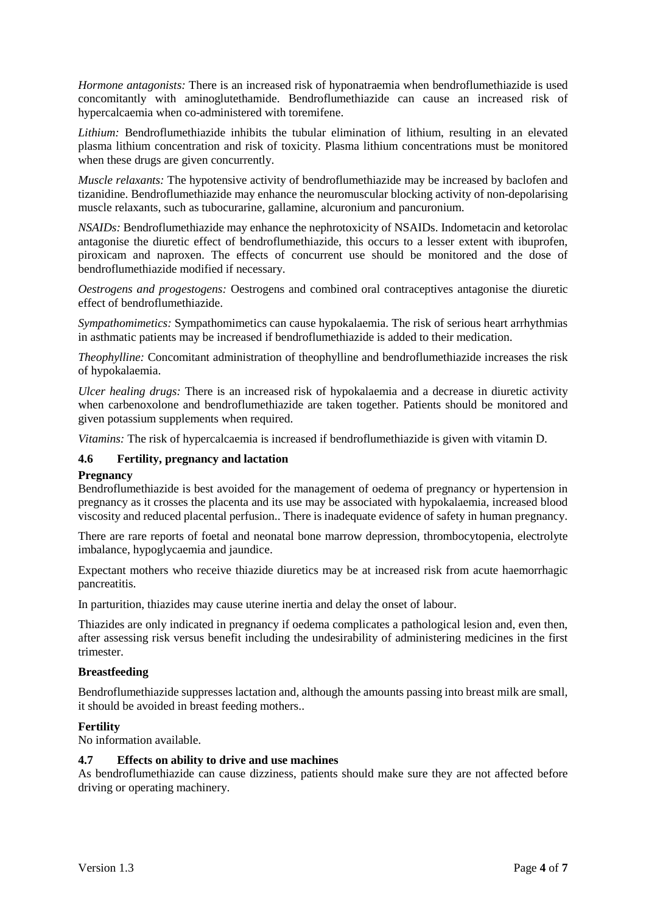*Hormone antagonists:* There is an increased risk of hyponatraemia when bendroflumethiazide is used concomitantly with aminoglutethamide. Bendroflumethiazide can cause an increased risk of hypercalcaemia when co-administered with toremifene.

*Lithium:* Bendroflumethiazide inhibits the tubular elimination of lithium, resulting in an elevated plasma lithium concentration and risk of toxicity. Plasma lithium concentrations must be monitored when these drugs are given concurrently.

*Muscle relaxants:* The hypotensive activity of bendroflumethiazide may be increased by baclofen and tizanidine. Bendroflumethiazide may enhance the neuromuscular blocking activity of non-depolarising muscle relaxants, such as tubocurarine, gallamine, alcuronium and pancuronium.

*NSAIDs:* Bendroflumethiazide may enhance the nephrotoxicity of NSAIDs. Indometacin and ketorolac antagonise the diuretic effect of bendroflumethiazide, this occurs to a lesser extent with ibuprofen, piroxicam and naproxen. The effects of concurrent use should be monitored and the dose of bendroflumethiazide modified if necessary.

*Oestrogens and progestogens:* Oestrogens and combined oral contraceptives antagonise the diuretic effect of bendroflumethiazide.

*Sympathomimetics:* Sympathomimetics can cause hypokalaemia. The risk of serious heart arrhythmias in asthmatic patients may be increased if bendroflumethiazide is added to their medication.

*Theophylline:* Concomitant administration of theophylline and bendroflumethiazide increases the risk of hypokalaemia.

*Ulcer healing drugs:* There is an increased risk of hypokalaemia and a decrease in diuretic activity when carbenoxolone and bendroflumethiazide are taken together. Patients should be monitored and given potassium supplements when required.

*Vitamins:* The risk of hypercalcaemia is increased if bendroflumethiazide is given with vitamin D.

## 4.6 Fertility, pregnancy and lactation

**Pregnancy**

Bendroflumethiazide is best avoided for the management of oedema of pregnancy or hypertension in pregnancy as it crosses the placenta and its use may be associated with hypokalaemia, increased blood viscosity and reduced placental perfusion.. There is inadequate evidence of safety in human pregnancy.

There are rare reports of foetal and neonatal bone marrow depression, thrombocytopenia, electrolyte imbalance, hypoglycaemia and jaundice.

Expectant mothers who receive thiazide diuretics may be at increased risk from acute haemorrhagic pancreatitis.

In parturition, thiazides may cause uterine inertia and delay the onset of labour.

Thiazides are only indicated in pregnancy if oedema complicates a pathological lesion and, even then, after assessing risk versus benefit including the undesirability of administering medicines in the first trimester.

**Breastfeeding**

Bendroflumethiazide suppresses lactation and, although the amounts passing into breast milk are small, it should be avoided in breast feeding mothers..

**Fertility**

No information available.

## 4.7 Effects on ability to drive and use machines

As bendroflumethiazide can cause dizziness, patients should make sure they are not affected before driving or operating machinery.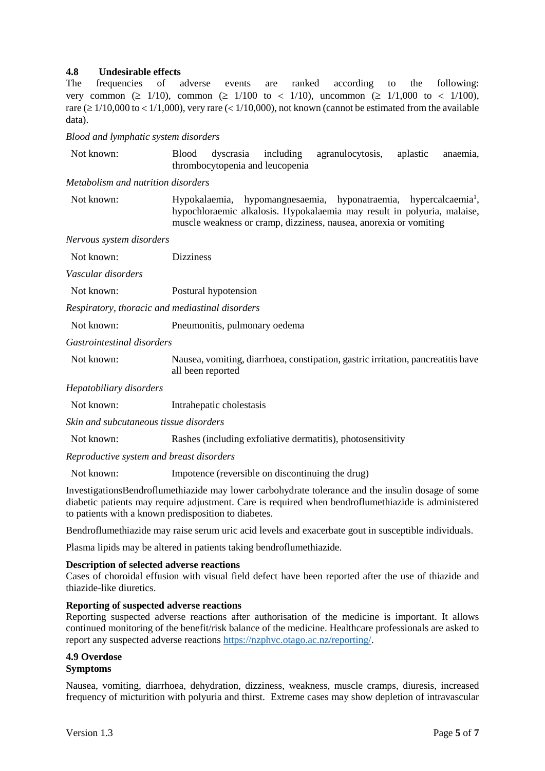### 4.8 Undesirable effects

The frequencies of adverse events are ranked according to the following: very common (≥ 1/10), common (≥ 1/100 to < 1/10), uncommon (≥ 1/1,000 to < 1/100), rare (≥ 1/10,000 to < 1/1,000), very rare (< 1/10,000), not known (cannot be estimated from the available data).

*Blood and lymphatic system disorders*

| | |
|---|---|
| Not known: | Blood dyscrasia including agranulocytosis, aplastic anaemia, thrombocytopenia and leucopenia |

*Metabolism and nutrition disorders*

| | |
|---|---|
| Not known: | Hypokalaemia, hypomangnesaemia, hyponatraemia, hypercalcaemia[1], hypochloraemic alkalosis. Hypokalaemia may result in polyuria, malaise, muscle weakness or cramp, dizziness, nausea, anorexia or vomiting |

*Nervous system disorders*

| | |
|---|---|
| Not known: | Dizziness |

*Vascular disorders*

| | |
|---|---|
| Not known: | Postural hypotension |

*Respiratory, thoracic and mediastinal disorders*

| | |
|---|---|
| Not known: | Pneumonitis, pulmonary oedema |

*Gastrointestinal disorders*

| | |
|---|---|
| Not known: | Nausea, vomiting, diarrhoea, constipation, gastric irritation, pancreatitis have all been reported |

*Hepatobiliary disorders*

| | |
|---|---|
| Not known: | Intrahepatic cholestasis |

*Skin and subcutaneous tissue disorders*

| | |
|---|---|
| Not known: | Rashes (including exfoliative dermatitis), photosensitivity |

*Reproductive system and breast disorders*

| | |
|---|---|
| Not known: | Impotence (reversible on discontinuing the drug) |

InvestigationsBendroflumethiazide may lower carbohydrate tolerance and the insulin dosage of some diabetic patients may require adjustment. Care is required when bendroflumethiazide is administered to patients with a known predisposition to diabetes.

Bendroflumethiazide may raise serum uric acid levels and exacerbate gout in susceptible individuals.

Plasma lipids may be altered in patients taking bendroflumethiazide.

**Description of selected adverse reactions**

Cases of choroidal effusion with visual field defect have been reported after the use of thiazide and thiazide-like diuretics.

**Reporting of suspected adverse reactions**

Reporting suspected adverse reactions after authorisation of the medicine is important. It allows continued monitoring of the benefit/risk balance of the medicine. Healthcare professionals are asked to report any suspected adverse reactions https://nzphvc.otago.ac.nz/reporting/.

### 4.9 Overdose

**Symptoms**

Nausea, vomiting, diarrhoea, dehydration, dizziness, weakness, muscle cramps, diuresis, increased frequency of micturition with polyuria and thirst. Extreme cases may show depletion of intravascular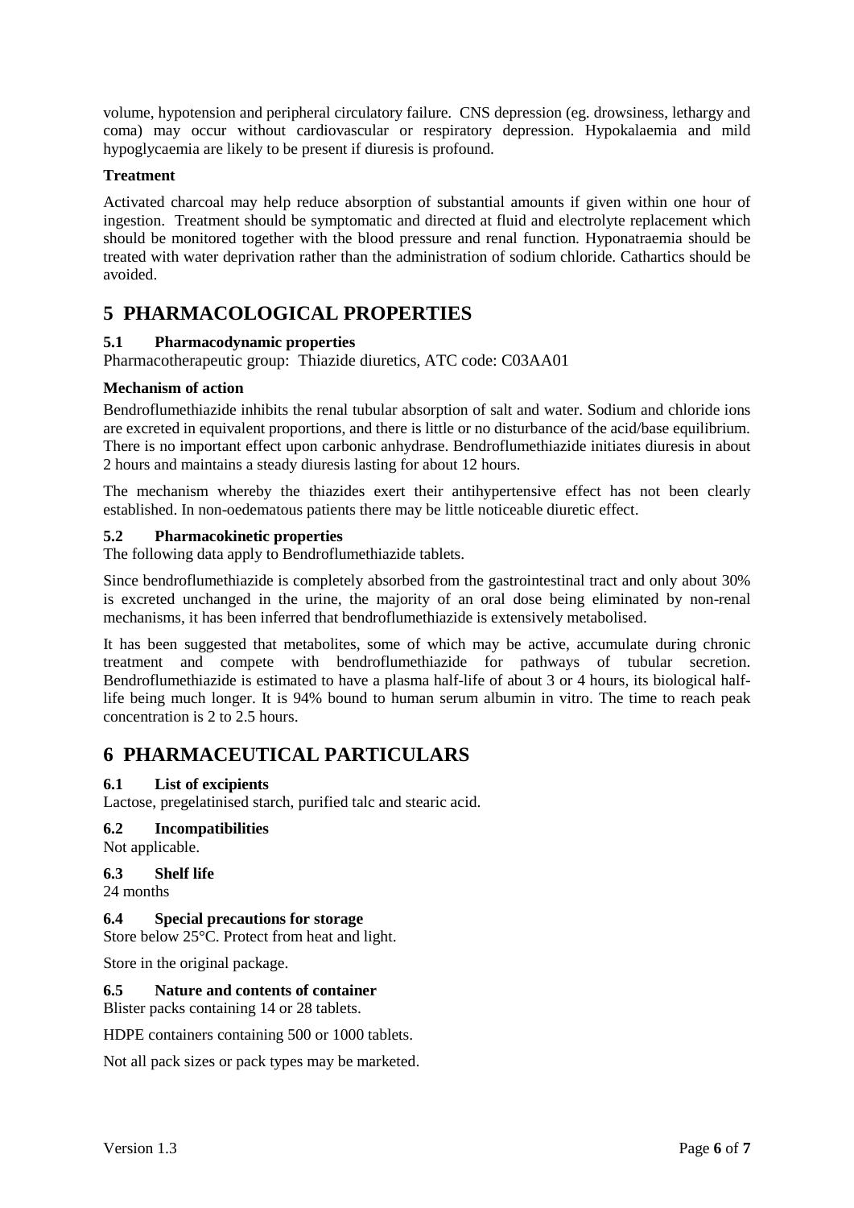volume, hypotension and peripheral circulatory failure. CNS depression (eg. drowsiness, lethargy and coma) may occur without cardiovascular or respiratory depression. Hypokalaemia and mild hypoglycaemia are likely to be present if diuresis is profound.

**Treatment**

Activated charcoal may help reduce absorption of substantial amounts if given within one hour of ingestion. Treatment should be symptomatic and directed at fluid and electrolyte replacement which should be monitored together with the blood pressure and renal function. Hyponatraemia should be treated with water deprivation rather than the administration of sodium chloride. Cathartics should be avoided.

# 5 PHARMACOLOGICAL PROPERTIES

### 5.1 Pharmacodynamic properties

Pharmacotherapeutic group: Thiazide diuretics, ATC code: C03AA01

**Mechanism of action**

Bendroflumethiazide inhibits the renal tubular absorption of salt and water. Sodium and chloride ions are excreted in equivalent proportions, and there is little or no disturbance of the acid/base equilibrium. There is no important effect upon carbonic anhydrase. Bendroflumethiazide initiates diuresis in about 2 hours and maintains a steady diuresis lasting for about 12 hours.

The mechanism whereby the thiazides exert their antihypertensive effect has not been clearly established. In non-oedematous patients there may be little noticeable diuretic effect.

### 5.2 Pharmacokinetic properties

The following data apply to Bendroflumethiazide tablets.

Since bendroflumethiazide is completely absorbed from the gastrointestinal tract and only about 30% is excreted unchanged in the urine, the majority of an oral dose being eliminated by non-renal mechanisms, it has been inferred that bendroflumethiazide is extensively metabolised.

It has been suggested that metabolites, some of which may be active, accumulate during chronic treatment and compete with bendroflumethiazide for pathways of tubular secretion. Bendroflumethiazide is estimated to have a plasma half-life of about 3 or 4 hours, its biological half-life being much longer. It is 94% bound to human serum albumin in vitro. The time to reach peak concentration is 2 to 2.5 hours.

# 6 PHARMACEUTICAL PARTICULARS

### 6.1 List of excipients

Lactose, pregelatinised starch, purified talc and stearic acid.

### 6.2 Incompatibilities

Not applicable.

### 6.3 Shelf life

24 months

### 6.4 Special precautions for storage

Store below 25°C. Protect from heat and light.

Store in the original package.

### 6.5 Nature and contents of container

Blister packs containing 14 or 28 tablets.

HDPE containers containing 500 or 1000 tablets.

Not all pack sizes or pack types may be marketed.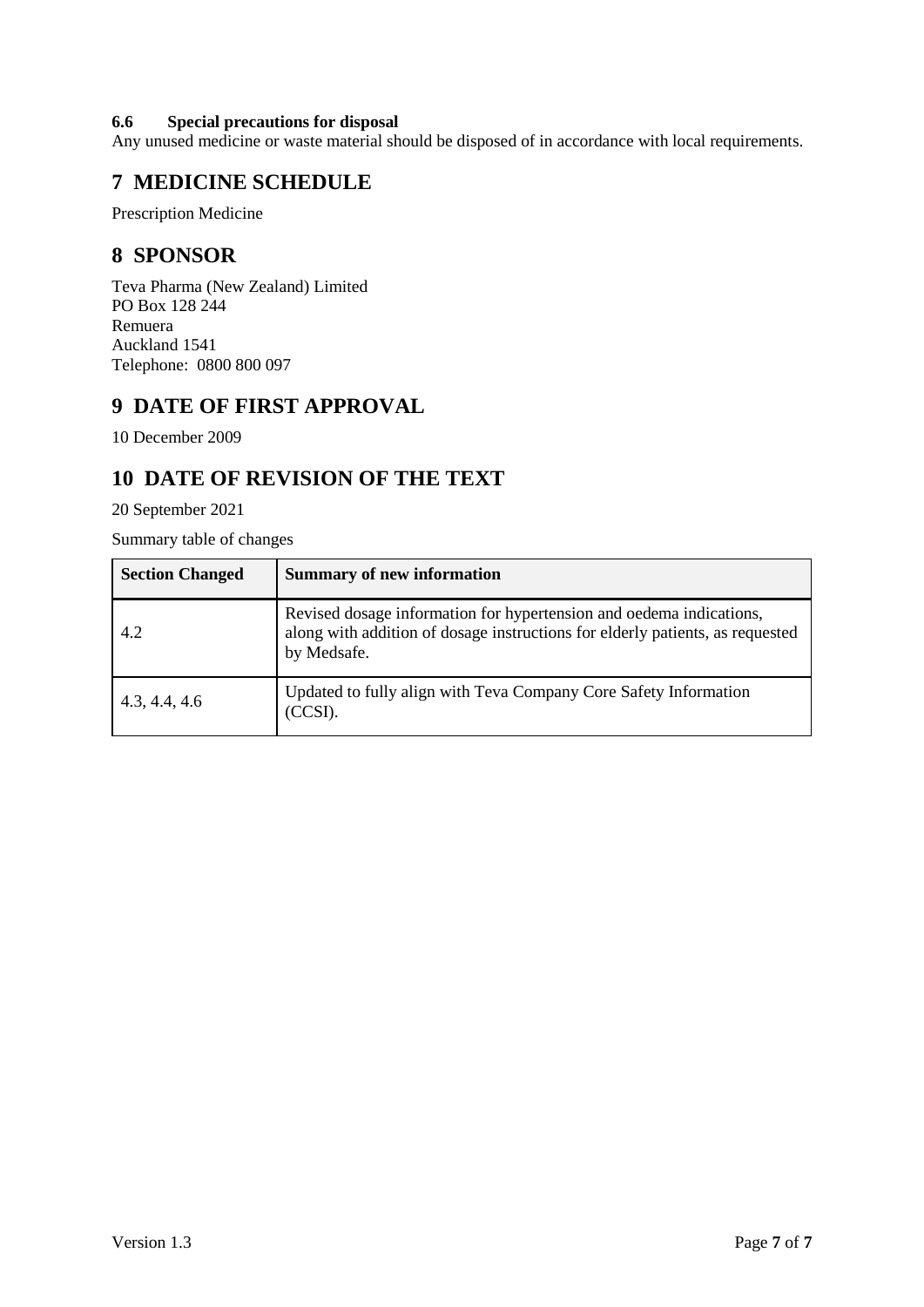### 6.6 Special precautions for disposal

Any unused medicine or waste material should be disposed of in accordance with local requirements.

## 7 MEDICINE SCHEDULE

Prescription Medicine

## 8 SPONSOR

Teva Pharma (New Zealand) Limited
PO Box 128 244
Remuera
Auckland 1541
Telephone: 0800 800 097

## 9 DATE OF FIRST APPROVAL

10 December 2009

## 10 DATE OF REVISION OF THE TEXT

20 September 2021

Summary table of changes

| Section Changed | Summary of new information |
|---|---|
| 4.2 | Revised dosage information for hypertension and oedema indications, along with addition of dosage instructions for elderly patients, as requested by Medsafe. |
| 4.3, 4.4, 4.6 | Updated to fully align with Teva Company Core Safety Information (CCSI). |

Version 1.3